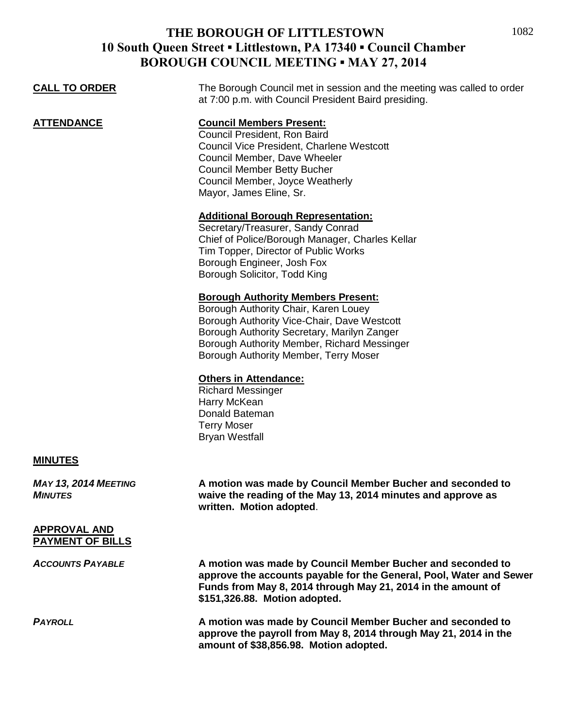# THE BOROUGH OF LITTLESTOWN
## 10 South Queen Street ▪ Littlestown, PA 17340 ▪ Council Chamber
## BOROUGH COUNCIL MEETING ▪ MAY 27, 2014

**CALL TO ORDER**

The Borough Council met in session and the meeting was called to order at 7:00 p.m. with Council President Baird presiding.

**ATTENDANCE**

**Council Members Present:**

Council President, Ron Baird
Council Vice President, Charlene Westcott
Council Member, Dave Wheeler
Council Member Betty Bucher
Council Member, Joyce Weatherly
Mayor, James Eline, Sr.

**Additional Borough Representation:**

Secretary/Treasurer, Sandy Conrad
Chief of Police/Borough Manager, Charles Kellar
Tim Topper, Director of Public Works
Borough Engineer, Josh Fox
Borough Solicitor, Todd King

**Borough Authority Members Present:**

Borough Authority Chair, Karen Louey
Borough Authority Vice-Chair, Dave Westcott
Borough Authority Secretary, Marilyn Zanger
Borough Authority Member, Richard Messinger
Borough Authority Member, Terry Moser

**Others in Attendance:**

Richard Messinger
Harry McKean
Donald Bateman
Terry Moser
Bryan Westfall

**MINUTES**

***MAY 13, 2014 MEETING MINUTES***

**A motion was made by Council Member Bucher and seconded to waive the reading of the May 13, 2014 minutes and approve as written. Motion adopted**.

**APPROVAL AND PAYMENT OF BILLS**

***ACCOUNTS PAYABLE***

**A motion was made by Council Member Bucher and seconded to approve the accounts payable for the General, Pool, Water and Sewer Funds from May 8, 2014 through May 21, 2014 in the amount of \$151,326.88. Motion adopted.**

***PAYROLL***

**A motion was made by Council Member Bucher and seconded to approve the payroll from May 8, 2014 through May 21, 2014 in the amount of \$38,856.98. Motion adopted.**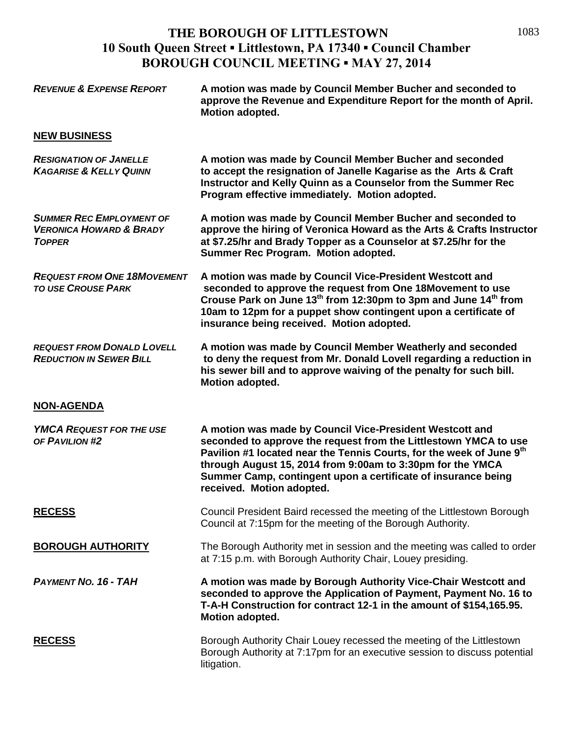# THE BOROUGH OF LITTLESTOWN
## 10 South Queen Street ▪ Littlestown, PA 17340 ▪ Council Chamber
## BOROUGH COUNCIL MEETING ▪ MAY 27, 2014

***REVENUE & EXPENSE REPORT*** — **A motion was made by Council Member Bucher and seconded to approve the Revenue and Expenditure Report for the month of April. Motion adopted.**

**NEW BUSINESS**

***RESIGNATION OF JANELLE KAGARISE & KELLY QUINN*** — **A motion was made by Council Member Bucher and seconded to accept the resignation of Janelle Kagarise as the Arts & Craft Instructor and Kelly Quinn as a Counselor from the Summer Rec Program effective immediately. Motion adopted.**

***SUMMER REC EMPLOYMENT OF VERONICA HOWARD & BRADY TOPPER*** — **A motion was made by Council Member Bucher and seconded to approve the hiring of Veronica Howard as the Arts & Crafts Instructor at $7.25/hr and Brady Topper as a Counselor at $7.25/hr for the Summer Rec Program. Motion adopted.**

***REQUEST FROM ONE 18MOVEMENT TO USE CROUSE PARK*** — **A motion was made by Council Vice-President Westcott and seconded to approve the request from One 18Movement to use Crouse Park on June 13th from 12:30pm to 3pm and June 14th from 10am to 12pm for a puppet show contingent upon a certificate of insurance being received. Motion adopted.**

***REQUEST FROM DONALD LOVELL REDUCTION IN SEWER BILL*** — **A motion was made by Council Member Weatherly and seconded to deny the request from Mr. Donald Lovell regarding a reduction in his sewer bill and to approve waiving of the penalty for such bill. Motion adopted.**

**NON-AGENDA**

***YMCA REQUEST FOR THE USE OF PAVILION #2*** — **A motion was made by Council Vice-President Westcott and seconded to approve the request from the Littlestown YMCA to use Pavilion #1 located near the Tennis Courts, for the week of June 9th through August 15, 2014 from 9:00am to 3:30pm for the YMCA Summer Camp, contingent upon a certificate of insurance being received. Motion adopted.**

**RECESS** — Council President Baird recessed the meeting of the Littlestown Borough Council at 7:15pm for the meeting of the Borough Authority.

**BOROUGH AUTHORITY** — The Borough Authority met in session and the meeting was called to order at 7:15 p.m. with Borough Authority Chair, Louey presiding.

***PAYMENT NO. 16 - TAH*** — **A motion was made by Borough Authority Vice-Chair Westcott and seconded to approve the Application of Payment, Payment No. 16 to T-A-H Construction for contract 12-1 in the amount of $154,165.95. Motion adopted.**

**RECESS** — Borough Authority Chair Louey recessed the meeting of the Littlestown Borough Authority at 7:17pm for an executive session to discuss potential litigation.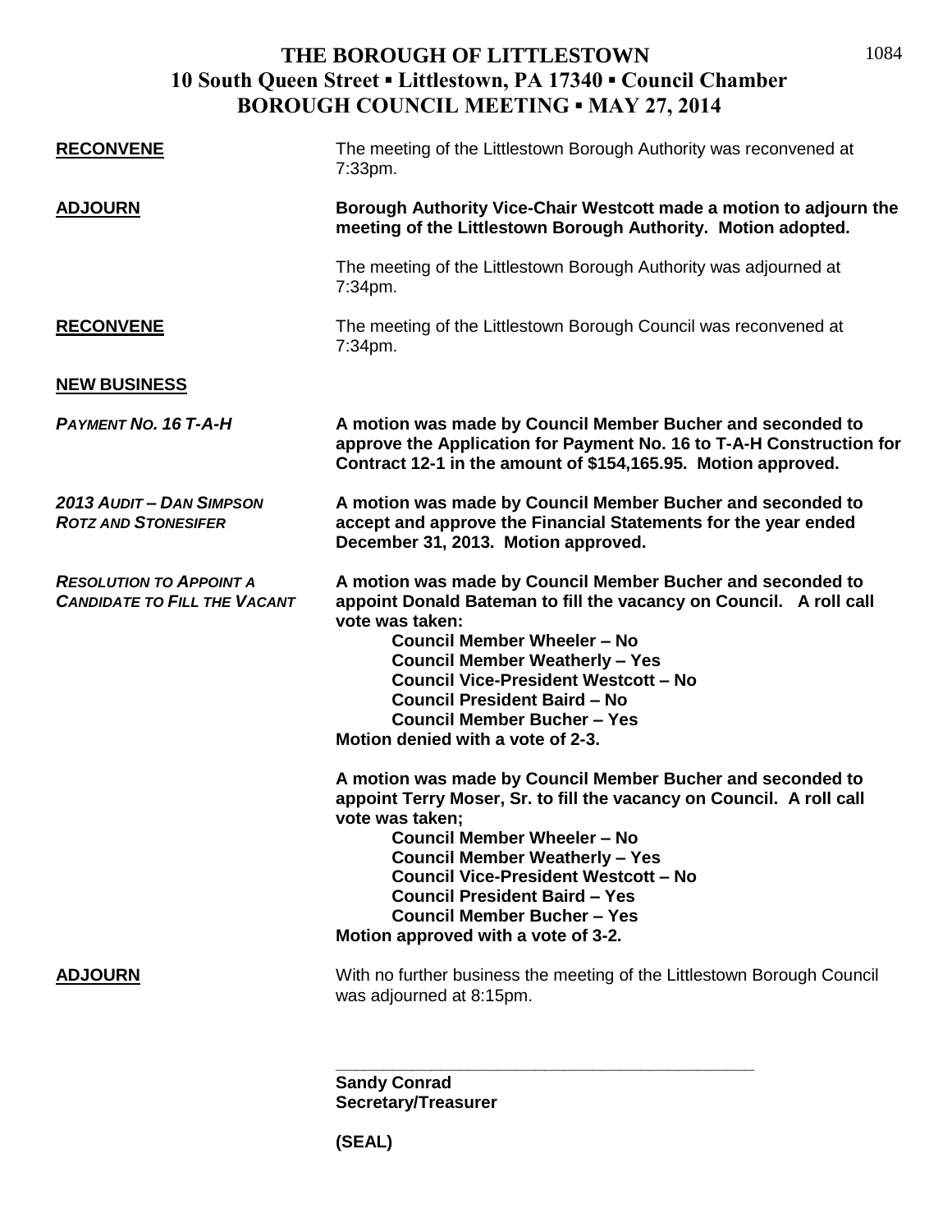# THE BOROUGH OF LITTLESTOWN
## 10 South Queen Street ▪ Littlestown, PA 17340 ▪ Council Chamber
## BOROUGH COUNCIL MEETING ▪ MAY 27, 2014

**RECONVENE**

The meeting of the Littlestown Borough Authority was reconvened at 7:33pm.

**ADJOURN**

**Borough Authority Vice-Chair Westcott made a motion to adjourn the meeting of the Littlestown Borough Authority. Motion adopted.**

The meeting of the Littlestown Borough Authority was adjourned at 7:34pm.

**RECONVENE**

The meeting of the Littlestown Borough Council was reconvened at 7:34pm.

**NEW BUSINESS**

***PAYMENT NO. 16 T-A-H***

**A motion was made by Council Member Bucher and seconded to approve the Application for Payment No. 16 to T-A-H Construction for Contract 12-1 in the amount of $154,165.95. Motion approved.**

***2013 AUDIT – DAN SIMPSON ROTZ AND STONESIFER***

**A motion was made by Council Member Bucher and seconded to accept and approve the Financial Statements for the year ended December 31, 2013. Motion approved.**

***RESOLUTION TO APPOINT A CANDIDATE TO FILL THE VACANT***

**A motion was made by Council Member Bucher and seconded to appoint Donald Bateman to fill the vacancy on Council. A roll call vote was taken:**

**Council Member Wheeler – No**
**Council Member Weatherly – Yes**
**Council Vice-President Westcott – No**
**Council President Baird – No**
**Council Member Bucher – Yes**

**Motion denied with a vote of 2-3.**

**A motion was made by Council Member Bucher and seconded to appoint Terry Moser, Sr. to fill the vacancy on Council. A roll call vote was taken;**

**Council Member Wheeler – No**
**Council Member Weatherly – Yes**
**Council Vice-President Westcott – No**
**Council President Baird – Yes**
**Council Member Bucher – Yes**

**Motion approved with a vote of 3-2.**

**ADJOURN**

With no further business the meeting of the Littlestown Borough Council was adjourned at 8:15pm.

\_\_\_\_\_\_\_\_\_\_\_\_\_\_\_\_\_\_\_\_\_\_\_\_\_\_\_\_\_\_\_\_\_\_\_\_\_\_\_\_

**Sandy Conrad**
**Secretary/Treasurer**

**(SEAL)**